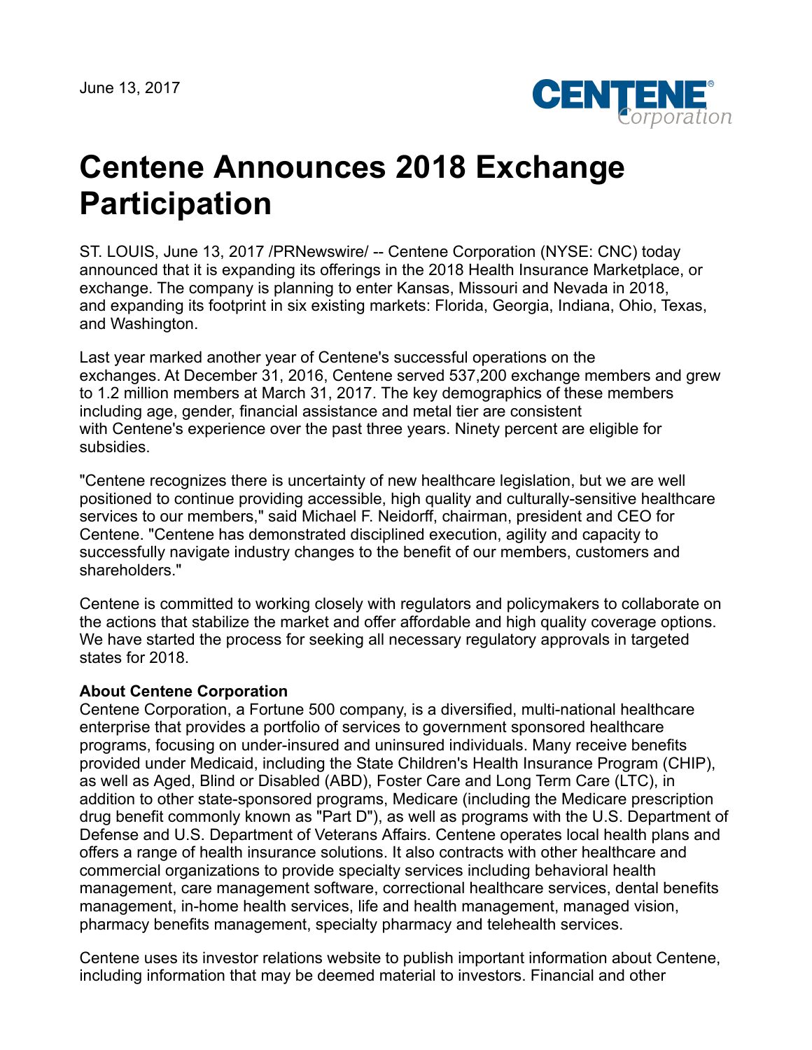June 13, 2017

# Centene Announces 2018 Exchange Participation

ST. LOUIS, June 13, 2017 /PRNewswire/ -- Centene Corporation (NYSE: CNC) today announced that it is expanding its offerings in the 2018 Health Insurance Marketplace, or exchange. The company is planning to enter Kansas, Missouri and Nevada in 2018, and expanding its footprint in six existing markets: Florida, Georgia, Indiana, Ohio, Texas, and Washington.

Last year marked another year of Centene's successful operations on the exchanges. At December 31, 2016, Centene served 537,200 exchange members and grew to 1.2 million members at March 31, 2017. The key demographics of these members including age, gender, financial assistance and metal tier are consistent with Centene's experience over the past three years. Ninety percent are eligible for subsidies.

"Centene recognizes there is uncertainty of new healthcare legislation, but we are well positioned to continue providing accessible, high quality and culturally-sensitive healthcare services to our members," said Michael F. Neidorff, chairman, president and CEO for Centene. "Centene has demonstrated disciplined execution, agility and capacity to successfully navigate industry changes to the benefit of our members, customers and shareholders."

Centene is committed to working closely with regulators and policymakers to collaborate on the actions that stabilize the market and offer affordable and high quality coverage options. We have started the process for seeking all necessary regulatory approvals in targeted states for 2018.

**About Centene Corporation**
Centene Corporation, a Fortune 500 company, is a diversified, multi-national healthcare enterprise that provides a portfolio of services to government sponsored healthcare programs, focusing on under-insured and uninsured individuals. Many receive benefits provided under Medicaid, including the State Children's Health Insurance Program (CHIP), as well as Aged, Blind or Disabled (ABD), Foster Care and Long Term Care (LTC), in addition to other state-sponsored programs, Medicare (including the Medicare prescription drug benefit commonly known as "Part D"), as well as programs with the U.S. Department of Defense and U.S. Department of Veterans Affairs. Centene operates local health plans and offers a range of health insurance solutions. It also contracts with other healthcare and commercial organizations to provide specialty services including behavioral health management, care management software, correctional healthcare services, dental benefits management, in-home health services, life and health management, managed vision, pharmacy benefits management, specialty pharmacy and telehealth services.

Centene uses its investor relations website to publish important information about Centene, including information that may be deemed material to investors. Financial and other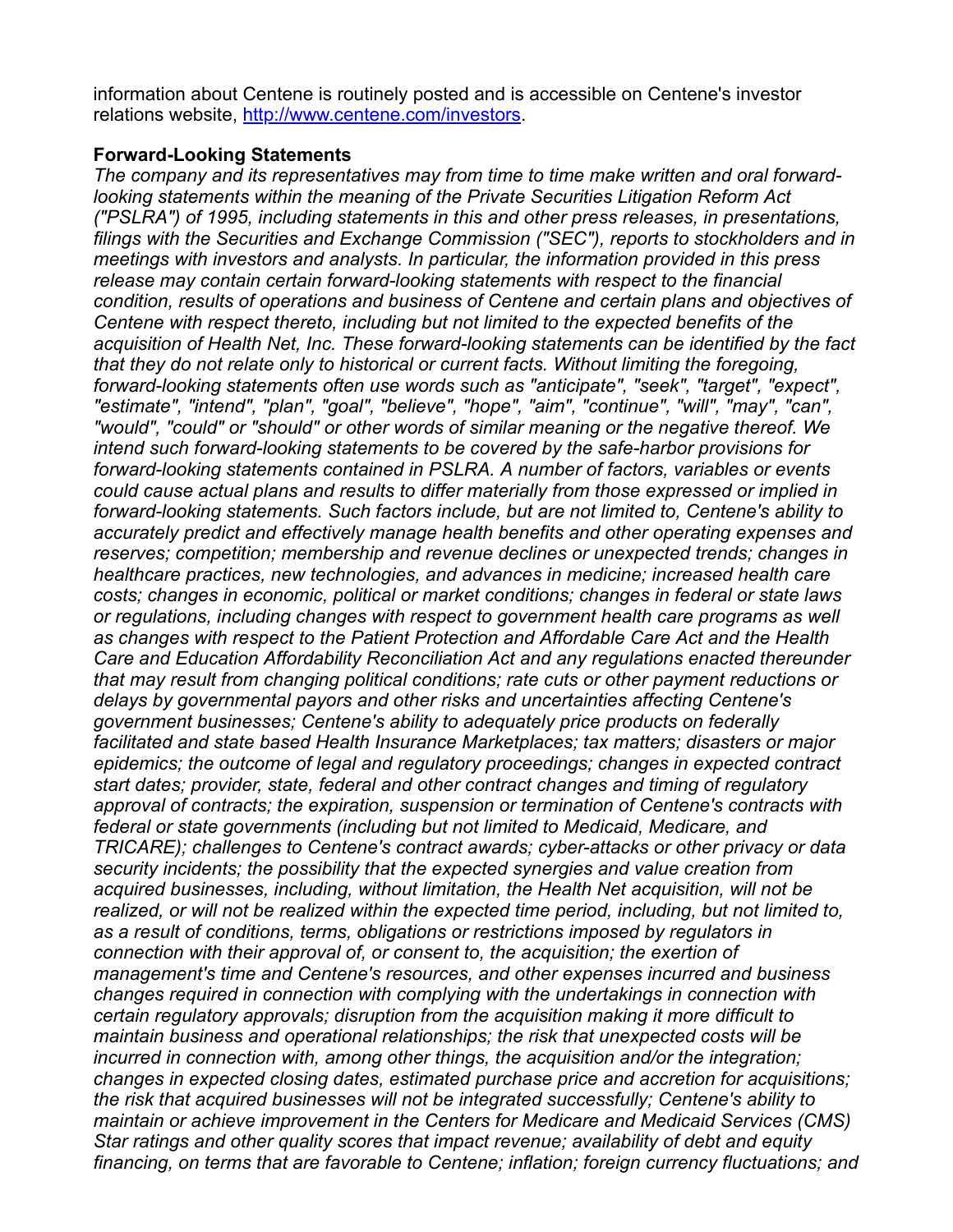information about Centene is routinely posted and is accessible on Centene's investor relations website, http://www.centene.com/investors.

**Forward-Looking Statements**

*The company and its representatives may from time to time make written and oral forward-looking statements within the meaning of the Private Securities Litigation Reform Act ("PSLRA") of 1995, including statements in this and other press releases, in presentations, filings with the Securities and Exchange Commission ("SEC"), reports to stockholders and in meetings with investors and analysts. In particular, the information provided in this press release may contain certain forward-looking statements with respect to the financial condition, results of operations and business of Centene and certain plans and objectives of Centene with respect thereto, including but not limited to the expected benefits of the acquisition of Health Net, Inc. These forward-looking statements can be identified by the fact that they do not relate only to historical or current facts. Without limiting the foregoing, forward-looking statements often use words such as "anticipate", "seek", "target", "expect", "estimate", "intend", "plan", "goal", "believe", "hope", "aim", "continue", "will", "may", "can", "would", "could" or "should" or other words of similar meaning or the negative thereof. We intend such forward-looking statements to be covered by the safe-harbor provisions for forward-looking statements contained in PSLRA. A number of factors, variables or events could cause actual plans and results to differ materially from those expressed or implied in forward-looking statements. Such factors include, but are not limited to, Centene's ability to accurately predict and effectively manage health benefits and other operating expenses and reserves; competition; membership and revenue declines or unexpected trends; changes in healthcare practices, new technologies, and advances in medicine; increased health care costs; changes in economic, political or market conditions; changes in federal or state laws or regulations, including changes with respect to government health care programs as well as changes with respect to the Patient Protection and Affordable Care Act and the Health Care and Education Affordability Reconciliation Act and any regulations enacted thereunder that may result from changing political conditions; rate cuts or other payment reductions or delays by governmental payors and other risks and uncertainties affecting Centene's government businesses; Centene's ability to adequately price products on federally facilitated and state based Health Insurance Marketplaces; tax matters; disasters or major epidemics; the outcome of legal and regulatory proceedings; changes in expected contract start dates; provider, state, federal and other contract changes and timing of regulatory approval of contracts; the expiration, suspension or termination of Centene's contracts with federal or state governments (including but not limited to Medicaid, Medicare, and TRICARE); challenges to Centene's contract awards; cyber-attacks or other privacy or data security incidents; the possibility that the expected synergies and value creation from acquired businesses, including, without limitation, the Health Net acquisition, will not be realized, or will not be realized within the expected time period, including, but not limited to, as a result of conditions, terms, obligations or restrictions imposed by regulators in connection with their approval of, or consent to, the acquisition; the exertion of management's time and Centene's resources, and other expenses incurred and business changes required in connection with complying with the undertakings in connection with certain regulatory approvals; disruption from the acquisition making it more difficult to maintain business and operational relationships; the risk that unexpected costs will be incurred in connection with, among other things, the acquisition and/or the integration; changes in expected closing dates, estimated purchase price and accretion for acquisitions; the risk that acquired businesses will not be integrated successfully; Centene's ability to maintain or achieve improvement in the Centers for Medicare and Medicaid Services (CMS) Star ratings and other quality scores that impact revenue; availability of debt and equity financing, on terms that are favorable to Centene; inflation; foreign currency fluctuations; and*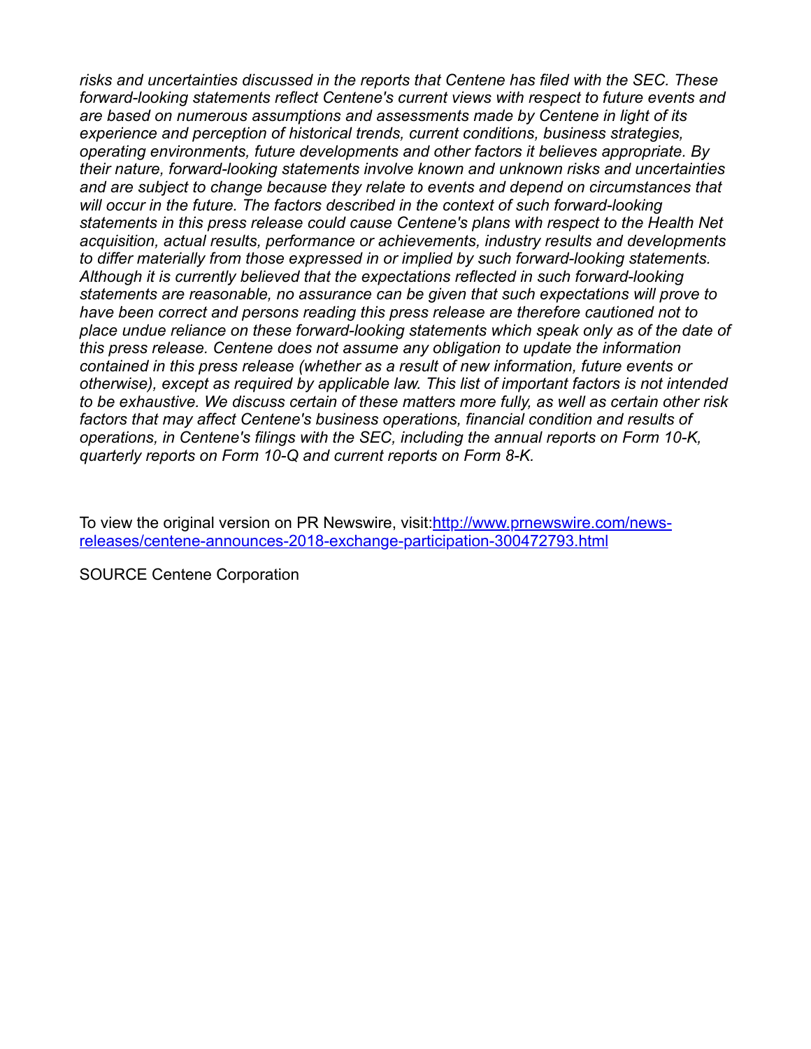*risks and uncertainties discussed in the reports that Centene has filed with the SEC. These forward-looking statements reflect Centene's current views with respect to future events and are based on numerous assumptions and assessments made by Centene in light of its experience and perception of historical trends, current conditions, business strategies, operating environments, future developments and other factors it believes appropriate. By their nature, forward-looking statements involve known and unknown risks and uncertainties and are subject to change because they relate to events and depend on circumstances that will occur in the future. The factors described in the context of such forward-looking statements in this press release could cause Centene's plans with respect to the Health Net acquisition, actual results, performance or achievements, industry results and developments to differ materially from those expressed in or implied by such forward-looking statements. Although it is currently believed that the expectations reflected in such forward-looking statements are reasonable, no assurance can be given that such expectations will prove to have been correct and persons reading this press release are therefore cautioned not to place undue reliance on these forward-looking statements which speak only as of the date of this press release. Centene does not assume any obligation to update the information contained in this press release (whether as a result of new information, future events or otherwise), except as required by applicable law. This list of important factors is not intended to be exhaustive. We discuss certain of these matters more fully, as well as certain other risk factors that may affect Centene's business operations, financial condition and results of operations, in Centene's filings with the SEC, including the annual reports on Form 10-K, quarterly reports on Form 10-Q and current reports on Form 8-K.*

To view the original version on PR Newswire, visit:[http://www.prnewswire.com/news-releases/centene-announces-2018-exchange-participation-300472793.html](http://www.prnewswire.com/news-releases/centene-announces-2018-exchange-participation-300472793.html)

SOURCE Centene Corporation